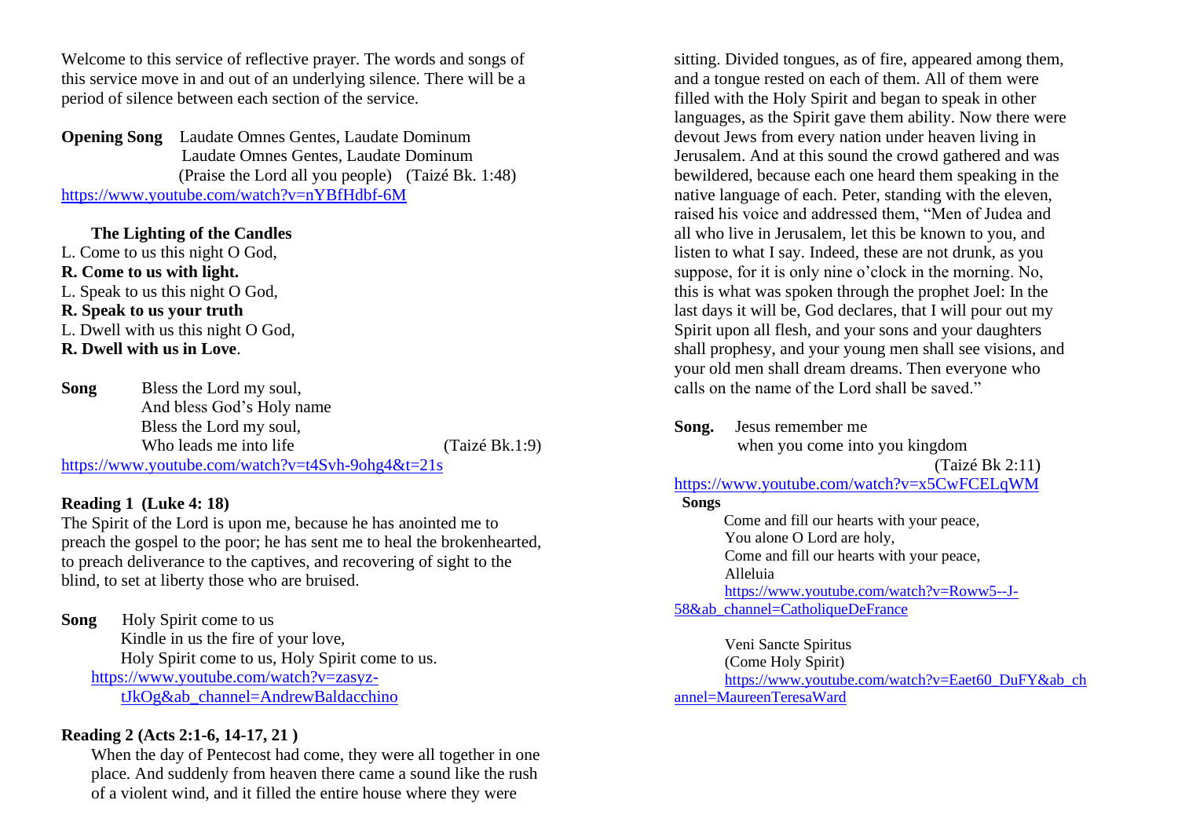Welcome to this service of reflective prayer. The words and songs of this service move in and out of an underlying silence. There will be a period of silence between each section of the service.

**Opening Song** Laudate Omnes Gentes, Laudate Dominum
Laudate Omnes Gentes, Laudate Dominum
(Praise the Lord all you people) (Taizé Bk. 1:48)
https://www.youtube.com/watch?v=nYBfHdbf-6M

**The Lighting of the Candles**

L. Come to us this night O God,
**R. Come to us with light.**
L. Speak to us this night O God,
**R. Speak to us your truth**
L. Dwell with us this night O God,
**R. Dwell with us in Love**.

**Song** Bless the Lord my soul,
And bless God's Holy name
Bless the Lord my soul,
Who leads me into life (Taizé Bk.1:9)
https://www.youtube.com/watch?v=t4Svh-9ohg4&t=21s

**Reading 1 (Luke 4: 18)**

The Spirit of the Lord is upon me, because he has anointed me to preach the gospel to the poor; he has sent me to heal the brokenhearted, to preach deliverance to the captives, and recovering of sight to the blind, to set at liberty those who are bruised.

**Song** Holy Spirit come to us
Kindle in us the fire of your love,
Holy Spirit come to us, Holy Spirit come to us.
https://www.youtube.com/watch?v=zasyz-tJkOg&ab_channel=AndrewBaldacchino

**Reading 2 (Acts 2:1-6, 14-17, 21 )**

When the day of Pentecost had come, they were all together in one place. And suddenly from heaven there came a sound like the rush of a violent wind, and it filled the entire house where they were sitting. Divided tongues, as of fire, appeared among them, and a tongue rested on each of them. All of them were filled with the Holy Spirit and began to speak in other languages, as the Spirit gave them ability. Now there were devout Jews from every nation under heaven living in Jerusalem. And at this sound the crowd gathered and was bewildered, because each one heard them speaking in the native language of each. Peter, standing with the eleven, raised his voice and addressed them, "Men of Judea and all who live in Jerusalem, let this be known to you, and listen to what I say. Indeed, these are not drunk, as you suppose, for it is only nine o'clock in the morning. No, this is what was spoken through the prophet Joel: In the last days it will be, God declares, that I will pour out my Spirit upon all flesh, and your sons and your daughters shall prophesy, and your young men shall see visions, and your old men shall dream dreams. Then everyone who calls on the name of the Lord shall be saved."

**Song.** Jesus remember me
when you come into you kingdom
(Taizé Bk 2:11)
https://www.youtube.com/watch?v=x5CwFCELqWM

**Songs**

Come and fill our hearts with your peace,
You alone O Lord are holy,
Come and fill our hearts with your peace,
Alleluia
https://www.youtube.com/watch?v=Roww5--J-58&ab_channel=CatholiqueDeFrance

Veni Sancte Spiritus
(Come Holy Spirit)
https://www.youtube.com/watch?v=Eaet60_DuFY&ab_channel=MaureenTeresaWard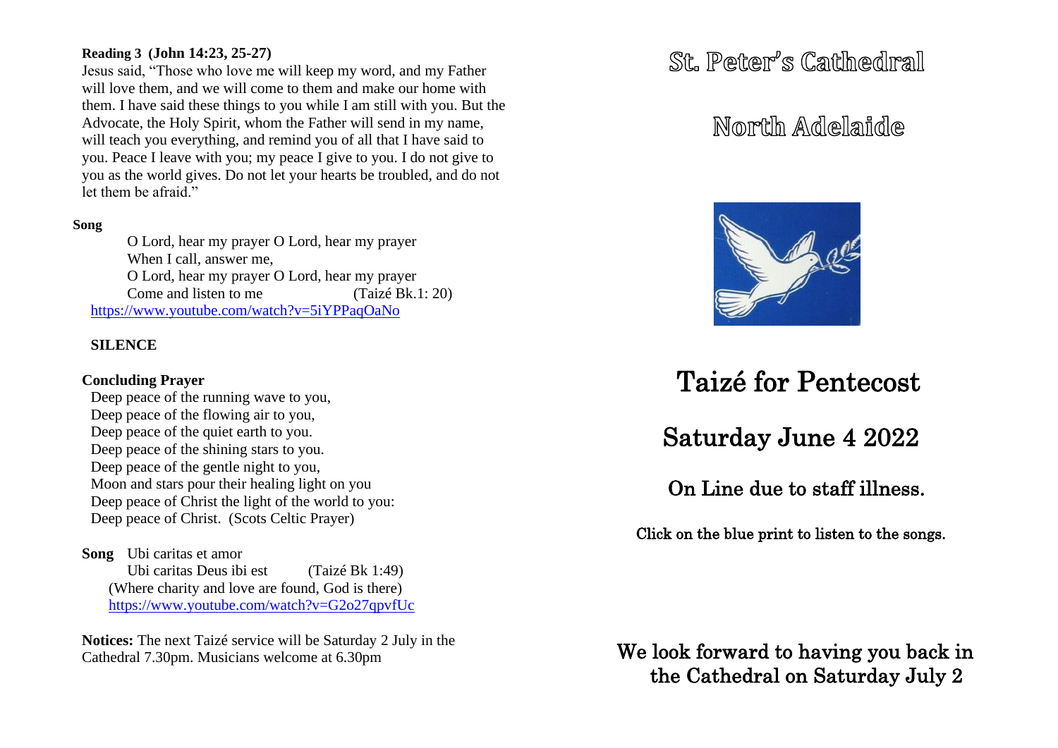**Reading 3 (John 14:23, 25-27)**

Jesus said, "Those who love me will keep my word, and my Father will love them, and we will come to them and make our home with them. I have said these things to you while I am still with you. But the Advocate, the Holy Spirit, whom the Father will send in my name, will teach you everything, and remind you of all that I have said to you. Peace I leave with you; my peace I give to you. I do not give to you as the world gives. Do not let your hearts be troubled, and do not let them be afraid."

**Song**

O Lord, hear my prayer O Lord, hear my prayer
When I call, answer me,
O Lord, hear my prayer O Lord, hear my prayer
Come and listen to me (Taizé Bk.1: 20)

https://www.youtube.com/watch?v=5iYPPaqOaNo

**SILENCE**

**Concluding Prayer**

Deep peace of the running wave to you,
Deep peace of the flowing air to you,
Deep peace of the quiet earth to you.
Deep peace of the shining stars to you.
Deep peace of the gentle night to you,
Moon and stars pour their healing light on you
Deep peace of Christ the light of the world to you:
Deep peace of Christ. (Scots Celtic Prayer)

**Song** Ubi caritas et amor
Ubi caritas Deus ibi est (Taizé Bk 1:49)
(Where charity and love are found, God is there)

https://www.youtube.com/watch?v=G2o27qpvfUc

**Notices:** The next Taizé service will be Saturday 2 July in the Cathedral 7.30pm. Musicians welcome at 6.30pm

# St. Peter's Cathedral

# North Adelaide

# Taizé for Pentecost

## Saturday June 4 2022

### On Line due to staff illness.

Click on the blue print to listen to the songs.

We look forward to having you back in the Cathedral on Saturday July 2